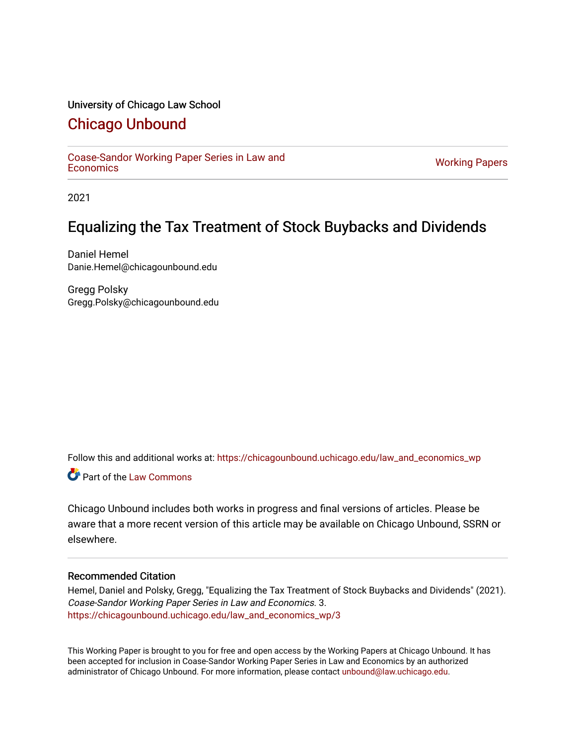University of Chicago Law School

# Chicago Unbound

Coase-Sandor Working Paper Series in Law and Economics | Working Papers

2021

## Equalizing the Tax Treatment of Stock Buybacks and Dividends

Daniel Hemel
Danie.Hemel@chicagounbound.edu

Gregg Polsky
Gregg.Polsky@chicagounbound.edu

Follow this and additional works at: https://chicagounbound.uchicago.edu/law_and_economics_wp

Part of the Law Commons

Chicago Unbound includes both works in progress and final versions of articles. Please be aware that a more recent version of this article may be available on Chicago Unbound, SSRN or elsewhere.

### Recommended Citation

Hemel, Daniel and Polsky, Gregg, "Equalizing the Tax Treatment of Stock Buybacks and Dividends" (2021). *Coase-Sandor Working Paper Series in Law and Economics*. 3.
https://chicagounbound.uchicago.edu/law_and_economics_wp/3

This Working Paper is brought to you for free and open access by the Working Papers at Chicago Unbound. It has been accepted for inclusion in Coase-Sandor Working Paper Series in Law and Economics by an authorized administrator of Chicago Unbound. For more information, please contact unbound@law.uchicago.edu.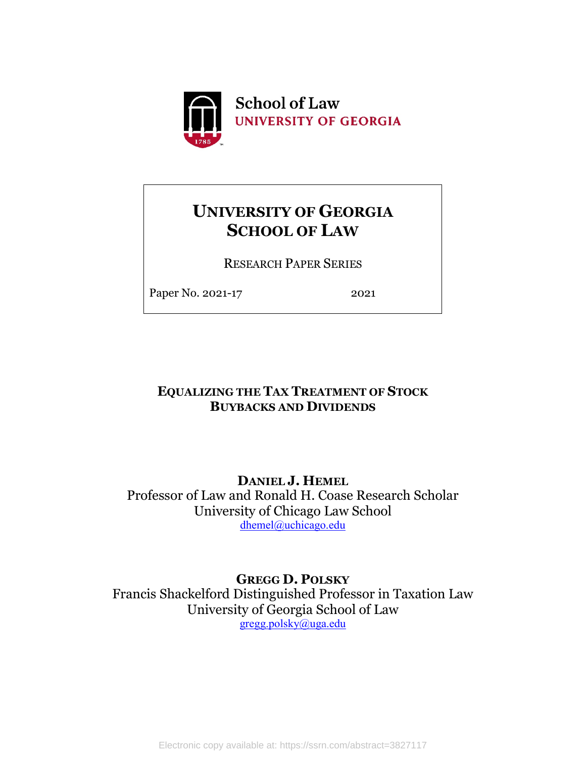School of Law
UNIVERSITY OF GEORGIA

# UNIVERSITY OF GEORGIA SCHOOL OF LAW

RESEARCH PAPER SERIES

Paper No. 2021-17 2021

## EQUALIZING THE TAX TREATMENT OF STOCK BUYBACKS AND DIVIDENDS

**DANIEL J. HEMEL**
Professor of Law and Ronald H. Coase Research Scholar
University of Chicago Law School
dhemel@uchicago.edu

**GREGG D. POLSKY**
Francis Shackelford Distinguished Professor in Taxation Law
University of Georgia School of Law
gregg.polsky@uga.edu

Electronic copy available at: https://ssrn.com/abstract=3827117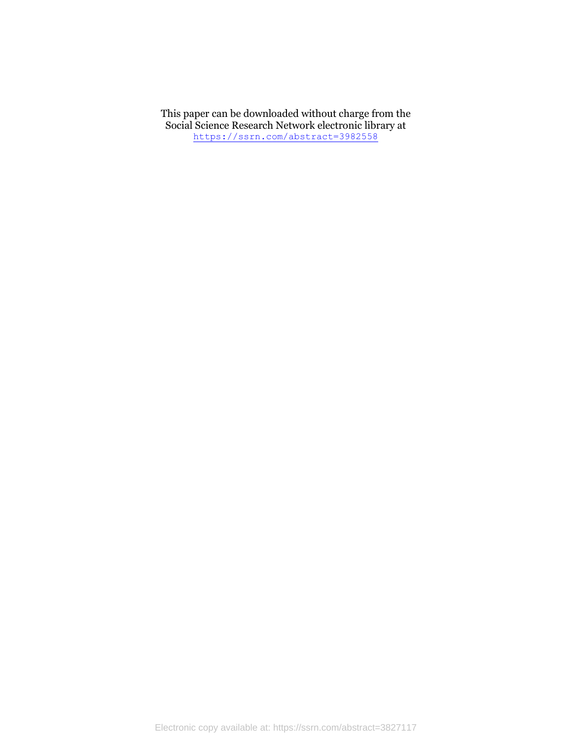This paper can be downloaded without charge from the Social Science Research Network electronic library at https://ssrn.com/abstract=3982558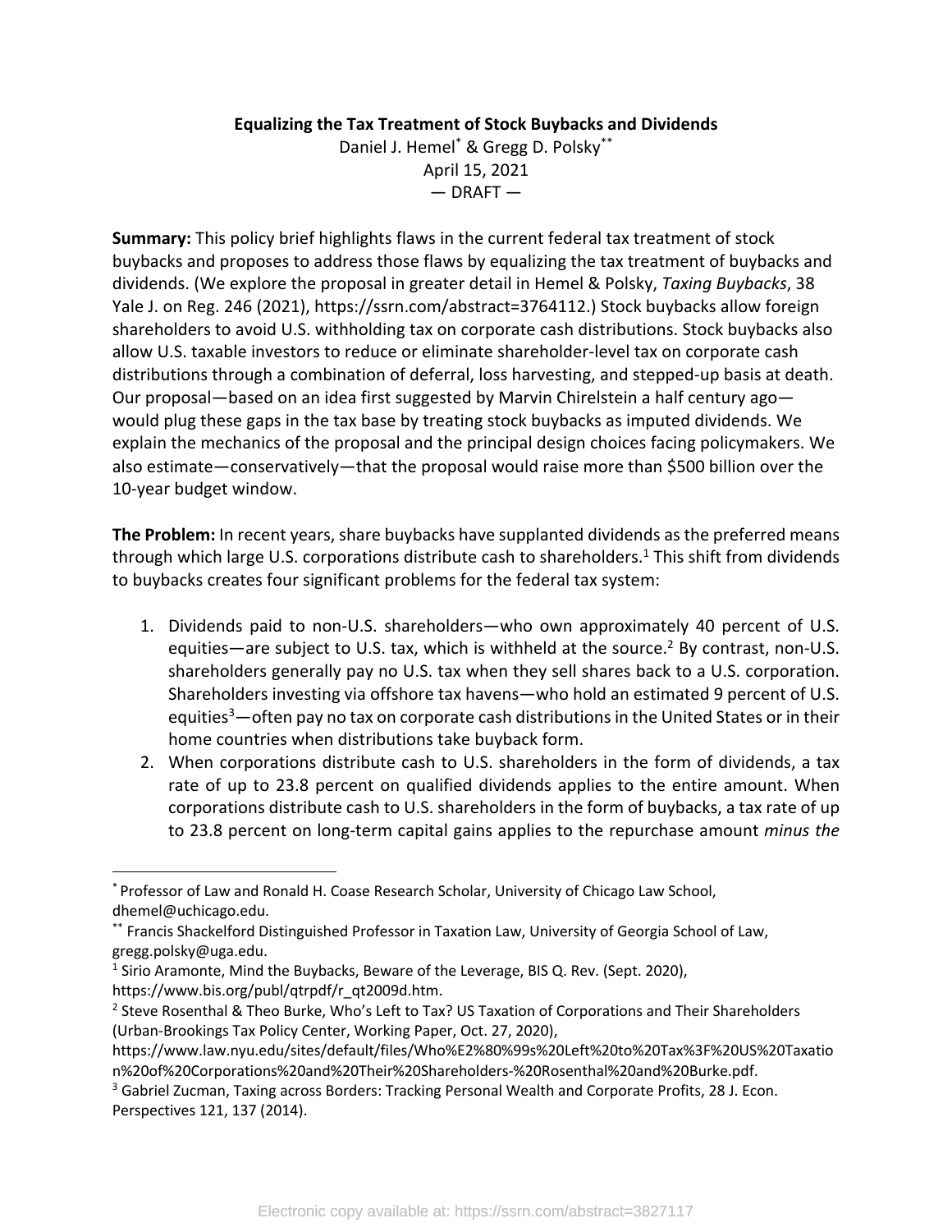**Equalizing the Tax Treatment of Stock Buybacks and Dividends**

Daniel J. Hemel* & Gregg D. Polsky**

April 15, 2021

— DRAFT —

**Summary:** This policy brief highlights flaws in the current federal tax treatment of stock buybacks and proposes to address those flaws by equalizing the tax treatment of buybacks and dividends. (We explore the proposal in greater detail in Hemel & Polsky, *Taxing Buybacks*, 38 Yale J. on Reg. 246 (2021), https://ssrn.com/abstract=3764112.) Stock buybacks allow foreign shareholders to avoid U.S. withholding tax on corporate cash distributions. Stock buybacks also allow U.S. taxable investors to reduce or eliminate shareholder-level tax on corporate cash distributions through a combination of deferral, loss harvesting, and stepped-up basis at death. Our proposal—based on an idea first suggested by Marvin Chirelstein a half century ago—would plug these gaps in the tax base by treating stock buybacks as imputed dividends. We explain the mechanics of the proposal and the principal design choices facing policymakers. We also estimate—conservatively—that the proposal would raise more than $500 billion over the 10-year budget window.

**The Problem:** In recent years, share buybacks have supplanted dividends as the preferred means through which large U.S. corporations distribute cash to shareholders.[1] This shift from dividends to buybacks creates four significant problems for the federal tax system:

1. Dividends paid to non-U.S. shareholders—who own approximately 40 percent of U.S. equities—are subject to U.S. tax, which is withheld at the source.[2] By contrast, non-U.S. shareholders generally pay no U.S. tax when they sell shares back to a U.S. corporation. Shareholders investing via offshore tax havens—who hold an estimated 9 percent of U.S. equities[3]—often pay no tax on corporate cash distributions in the United States or in their home countries when distributions take buyback form.
2. When corporations distribute cash to U.S. shareholders in the form of dividends, a tax rate of up to 23.8 percent on qualified dividends applies to the entire amount. When corporations distribute cash to U.S. shareholders in the form of buybacks, a tax rate of up to 23.8 percent on long-term capital gains applies to the repurchase amount *minus the*

---

* Professor of Law and Ronald H. Coase Research Scholar, University of Chicago Law School, dhemel@uchicago.edu.

** Francis Shackelford Distinguished Professor in Taxation Law, University of Georgia School of Law, gregg.polsky@uga.edu.

[1] Sirio Aramonte, Mind the Buybacks, Beware of the Leverage, BIS Q. Rev. (Sept. 2020), https://www.bis.org/publ/qtrpdf/r_qt2009d.htm.

[2] Steve Rosenthal & Theo Burke, Who's Left to Tax? US Taxation of Corporations and Their Shareholders (Urban-Brookings Tax Policy Center, Working Paper, Oct. 27, 2020), https://www.law.nyu.edu/sites/default/files/Who%E2%80%99s%20Left%20to%20Tax%3F%20US%20Taxation%20of%20Corporations%20and%20Their%20Shareholders-%20Rosenthal%20and%20Burke.pdf.

[3] Gabriel Zucman, Taxing across Borders: Tracking Personal Wealth and Corporate Profits, 28 J. Econ. Perspectives 121, 137 (2014).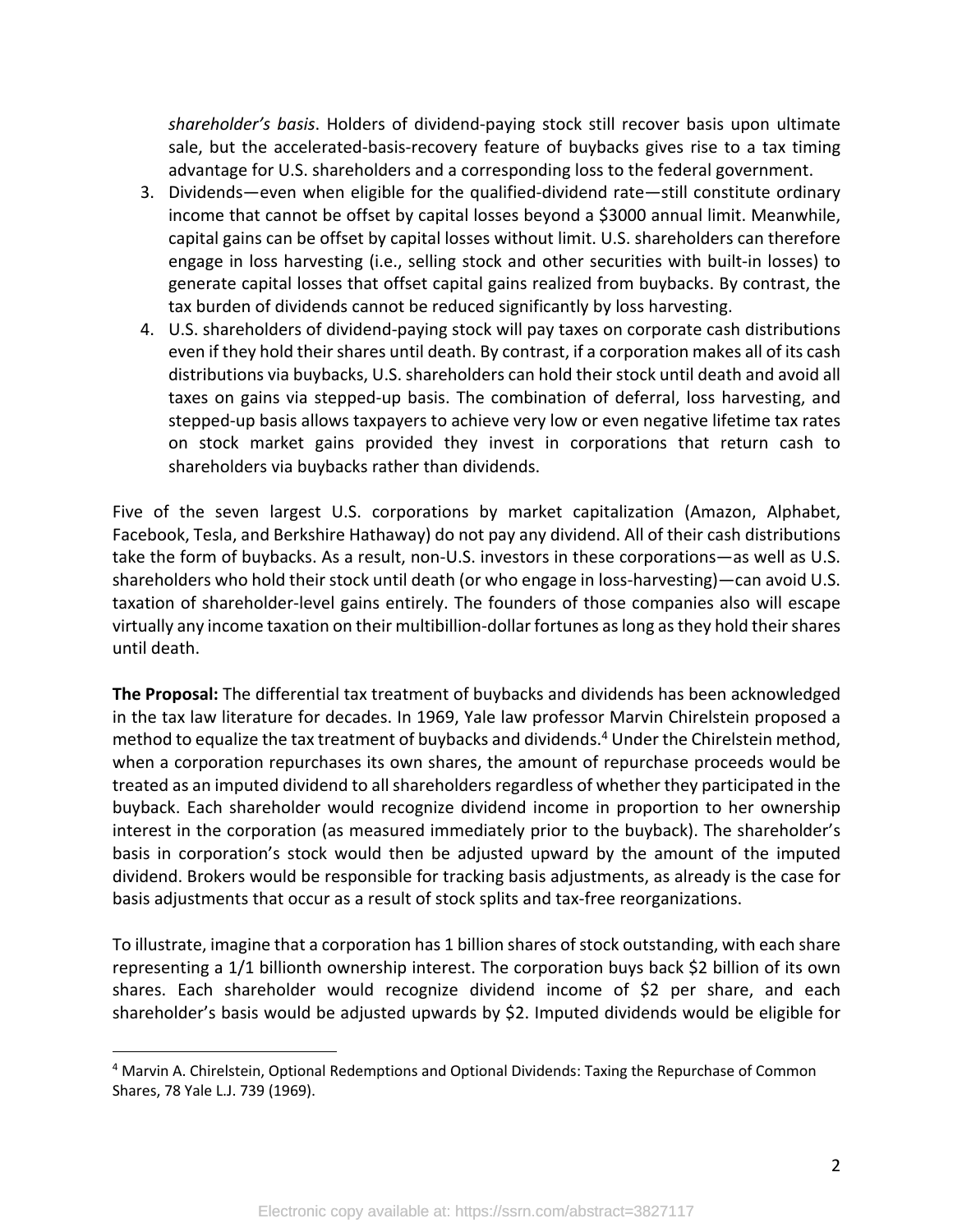*shareholder's basis*. Holders of dividend-paying stock still recover basis upon ultimate sale, but the accelerated-basis-recovery feature of buybacks gives rise to a tax timing advantage for U.S. shareholders and a corresponding loss to the federal government.

3. Dividends—even when eligible for the qualified-dividend rate—still constitute ordinary income that cannot be offset by capital losses beyond a $3000 annual limit. Meanwhile, capital gains can be offset by capital losses without limit. U.S. shareholders can therefore engage in loss harvesting (i.e., selling stock and other securities with built-in losses) to generate capital losses that offset capital gains realized from buybacks. By contrast, the tax burden of dividends cannot be reduced significantly by loss harvesting.
4. U.S. shareholders of dividend-paying stock will pay taxes on corporate cash distributions even if they hold their shares until death. By contrast, if a corporation makes all of its cash distributions via buybacks, U.S. shareholders can hold their stock until death and avoid all taxes on gains via stepped-up basis. The combination of deferral, loss harvesting, and stepped-up basis allows taxpayers to achieve very low or even negative lifetime tax rates on stock market gains provided they invest in corporations that return cash to shareholders via buybacks rather than dividends.

Five of the seven largest U.S. corporations by market capitalization (Amazon, Alphabet, Facebook, Tesla, and Berkshire Hathaway) do not pay any dividend. All of their cash distributions take the form of buybacks. As a result, non-U.S. investors in these corporations—as well as U.S. shareholders who hold their stock until death (or who engage in loss-harvesting)—can avoid U.S. taxation of shareholder-level gains entirely. The founders of those companies also will escape virtually any income taxation on their multibillion-dollar fortunes as long as they hold their shares until death.

**The Proposal:** The differential tax treatment of buybacks and dividends has been acknowledged in the tax law literature for decades. In 1969, Yale law professor Marvin Chirelstein proposed a method to equalize the tax treatment of buybacks and dividends.[4] Under the Chirelstein method, when a corporation repurchases its own shares, the amount of repurchase proceeds would be treated as an imputed dividend to all shareholders regardless of whether they participated in the buyback. Each shareholder would recognize dividend income in proportion to her ownership interest in the corporation (as measured immediately prior to the buyback). The shareholder's basis in corporation's stock would then be adjusted upward by the amount of the imputed dividend. Brokers would be responsible for tracking basis adjustments, as already is the case for basis adjustments that occur as a result of stock splits and tax-free reorganizations.

To illustrate, imagine that a corporation has 1 billion shares of stock outstanding, with each share representing a 1/1 billionth ownership interest. The corporation buys back $2 billion of its own shares. Each shareholder would recognize dividend income of $2 per share, and each shareholder's basis would be adjusted upwards by $2. Imputed dividends would be eligible for

[4] Marvin A. Chirelstein, Optional Redemptions and Optional Dividends: Taxing the Repurchase of Common Shares, 78 Yale L.J. 739 (1969).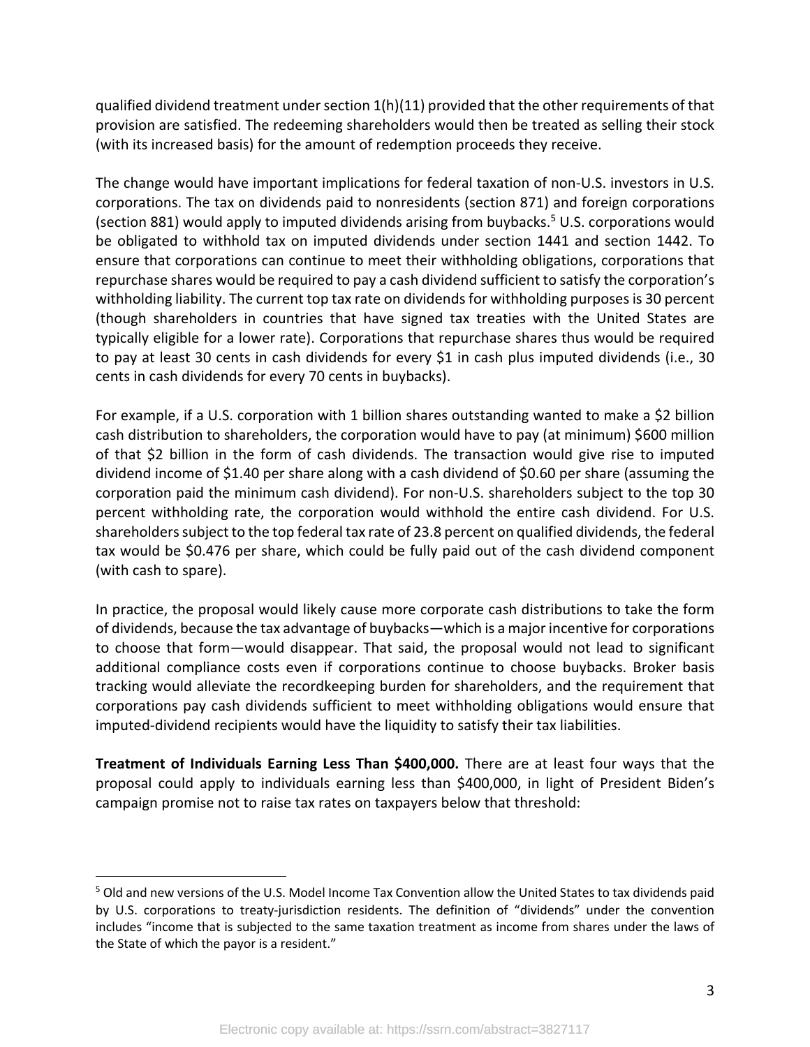qualified dividend treatment under section 1(h)(11) provided that the other requirements of that provision are satisfied. The redeeming shareholders would then be treated as selling their stock (with its increased basis) for the amount of redemption proceeds they receive.

The change would have important implications for federal taxation of non-U.S. investors in U.S. corporations. The tax on dividends paid to nonresidents (section 871) and foreign corporations (section 881) would apply to imputed dividends arising from buybacks.[5] U.S. corporations would be obligated to withhold tax on imputed dividends under section 1441 and section 1442. To ensure that corporations can continue to meet their withholding obligations, corporations that repurchase shares would be required to pay a cash dividend sufficient to satisfy the corporation's withholding liability. The current top tax rate on dividends for withholding purposes is 30 percent (though shareholders in countries that have signed tax treaties with the United States are typically eligible for a lower rate). Corporations that repurchase shares thus would be required to pay at least 30 cents in cash dividends for every $1 in cash plus imputed dividends (i.e., 30 cents in cash dividends for every 70 cents in buybacks).

For example, if a U.S. corporation with 1 billion shares outstanding wanted to make a $2 billion cash distribution to shareholders, the corporation would have to pay (at minimum) $600 million of that $2 billion in the form of cash dividends. The transaction would give rise to imputed dividend income of $1.40 per share along with a cash dividend of $0.60 per share (assuming the corporation paid the minimum cash dividend). For non-U.S. shareholders subject to the top 30 percent withholding rate, the corporation would withhold the entire cash dividend. For U.S. shareholders subject to the top federal tax rate of 23.8 percent on qualified dividends, the federal tax would be $0.476 per share, which could be fully paid out of the cash dividend component (with cash to spare).

In practice, the proposal would likely cause more corporate cash distributions to take the form of dividends, because the tax advantage of buybacks—which is a major incentive for corporations to choose that form—would disappear. That said, the proposal would not lead to significant additional compliance costs even if corporations continue to choose buybacks. Broker basis tracking would alleviate the recordkeeping burden for shareholders, and the requirement that corporations pay cash dividends sufficient to meet withholding obligations would ensure that imputed-dividend recipients would have the liquidity to satisfy their tax liabilities.

**Treatment of Individuals Earning Less Than $400,000.** There are at least four ways that the proposal could apply to individuals earning less than $400,000, in light of President Biden's campaign promise not to raise tax rates on taxpayers below that threshold:

---

[5] Old and new versions of the U.S. Model Income Tax Convention allow the United States to tax dividends paid by U.S. corporations to treaty-jurisdiction residents. The definition of "dividends" under the convention includes "income that is subjected to the same taxation treatment as income from shares under the laws of the State of which the payor is a resident."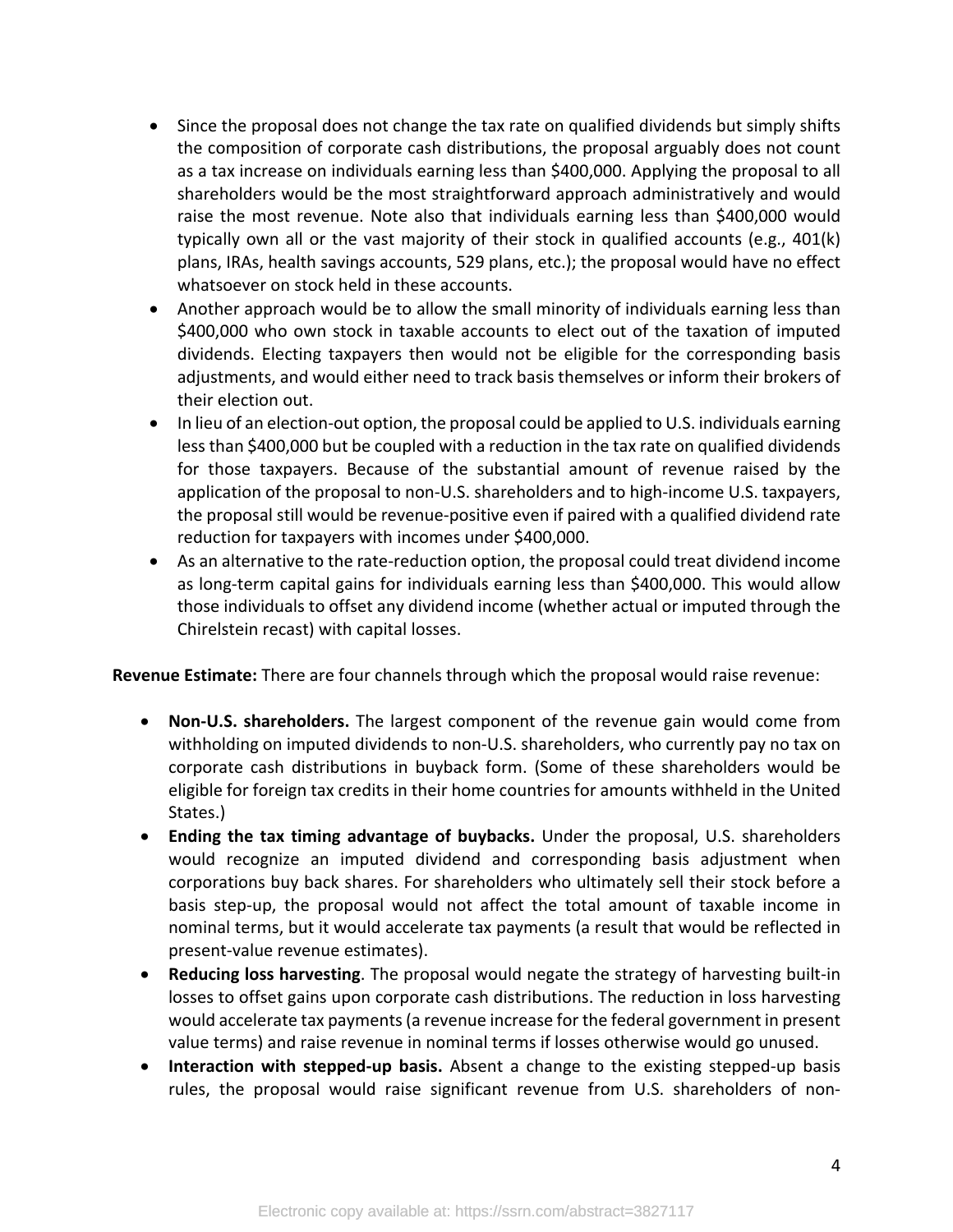- Since the proposal does not change the tax rate on qualified dividends but simply shifts the composition of corporate cash distributions, the proposal arguably does not count as a tax increase on individuals earning less than $400,000. Applying the proposal to all shareholders would be the most straightforward approach administratively and would raise the most revenue. Note also that individuals earning less than $400,000 would typically own all or the vast majority of their stock in qualified accounts (e.g., 401(k) plans, IRAs, health savings accounts, 529 plans, etc.); the proposal would have no effect whatsoever on stock held in these accounts.
- Another approach would be to allow the small minority of individuals earning less than $400,000 who own stock in taxable accounts to elect out of the taxation of imputed dividends. Electing taxpayers then would not be eligible for the corresponding basis adjustments, and would either need to track basis themselves or inform their brokers of their election out.
- In lieu of an election-out option, the proposal could be applied to U.S. individuals earning less than $400,000 but be coupled with a reduction in the tax rate on qualified dividends for those taxpayers. Because of the substantial amount of revenue raised by the application of the proposal to non-U.S. shareholders and to high-income U.S. taxpayers, the proposal still would be revenue-positive even if paired with a qualified dividend rate reduction for taxpayers with incomes under $400,000.
- As an alternative to the rate-reduction option, the proposal could treat dividend income as long-term capital gains for individuals earning less than $400,000. This would allow those individuals to offset any dividend income (whether actual or imputed through the Chirelstein recast) with capital losses.

**Revenue Estimate:** There are four channels through which the proposal would raise revenue:

- **Non-U.S. shareholders.** The largest component of the revenue gain would come from withholding on imputed dividends to non-U.S. shareholders, who currently pay no tax on corporate cash distributions in buyback form. (Some of these shareholders would be eligible for foreign tax credits in their home countries for amounts withheld in the United States.)
- **Ending the tax timing advantage of buybacks.** Under the proposal, U.S. shareholders would recognize an imputed dividend and corresponding basis adjustment when corporations buy back shares. For shareholders who ultimately sell their stock before a basis step-up, the proposal would not affect the total amount of taxable income in nominal terms, but it would accelerate tax payments (a result that would be reflected in present-value revenue estimates).
- **Reducing loss harvesting**. The proposal would negate the strategy of harvesting built-in losses to offset gains upon corporate cash distributions. The reduction in loss harvesting would accelerate tax payments (a revenue increase for the federal government in present value terms) and raise revenue in nominal terms if losses otherwise would go unused.
- **Interaction with stepped-up basis.** Absent a change to the existing stepped-up basis rules, the proposal would raise significant revenue from U.S. shareholders of non-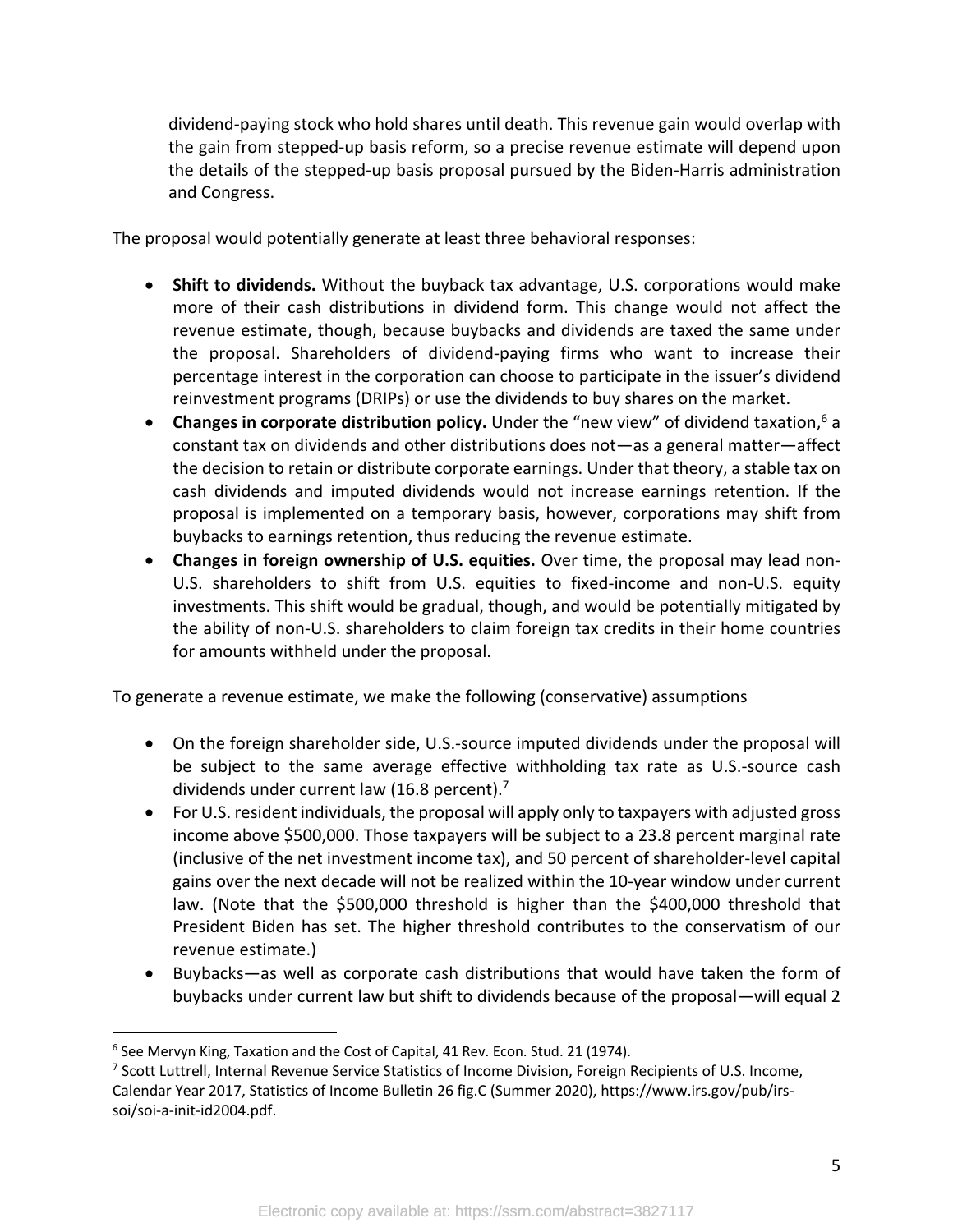dividend-paying stock who hold shares until death. This revenue gain would overlap with the gain from stepped-up basis reform, so a precise revenue estimate will depend upon the details of the stepped-up basis proposal pursued by the Biden-Harris administration and Congress.

The proposal would potentially generate at least three behavioral responses:

- **Shift to dividends.** Without the buyback tax advantage, U.S. corporations would make more of their cash distributions in dividend form. This change would not affect the revenue estimate, though, because buybacks and dividends are taxed the same under the proposal. Shareholders of dividend-paying firms who want to increase their percentage interest in the corporation can choose to participate in the issuer's dividend reinvestment programs (DRIPs) or use the dividends to buy shares on the market.
- **Changes in corporate distribution policy.** Under the "new view" of dividend taxation,[6] a constant tax on dividends and other distributions does not—as a general matter—affect the decision to retain or distribute corporate earnings. Under that theory, a stable tax on cash dividends and imputed dividends would not increase earnings retention. If the proposal is implemented on a temporary basis, however, corporations may shift from buybacks to earnings retention, thus reducing the revenue estimate.
- **Changes in foreign ownership of U.S. equities.** Over time, the proposal may lead non-U.S. shareholders to shift from U.S. equities to fixed-income and non-U.S. equity investments. This shift would be gradual, though, and would be potentially mitigated by the ability of non-U.S. shareholders to claim foreign tax credits in their home countries for amounts withheld under the proposal.

To generate a revenue estimate, we make the following (conservative) assumptions

- On the foreign shareholder side, U.S.-source imputed dividends under the proposal will be subject to the same average effective withholding tax rate as U.S.-source cash dividends under current law (16.8 percent).[7]
- For U.S. resident individuals, the proposal will apply only to taxpayers with adjusted gross income above $500,000. Those taxpayers will be subject to a 23.8 percent marginal rate (inclusive of the net investment income tax), and 50 percent of shareholder-level capital gains over the next decade will not be realized within the 10-year window under current law. (Note that the $500,000 threshold is higher than the $400,000 threshold that President Biden has set. The higher threshold contributes to the conservatism of our revenue estimate.)
- Buybacks—as well as corporate cash distributions that would have taken the form of buybacks under current law but shift to dividends because of the proposal—will equal 2

---

[6] See Mervyn King, Taxation and the Cost of Capital, 41 Rev. Econ. Stud. 21 (1974).

[7] Scott Luttrell, Internal Revenue Service Statistics of Income Division, Foreign Recipients of U.S. Income, Calendar Year 2017, Statistics of Income Bulletin 26 fig.C (Summer 2020), https://www.irs.gov/pub/irs-soi/soi-a-init-id2004.pdf.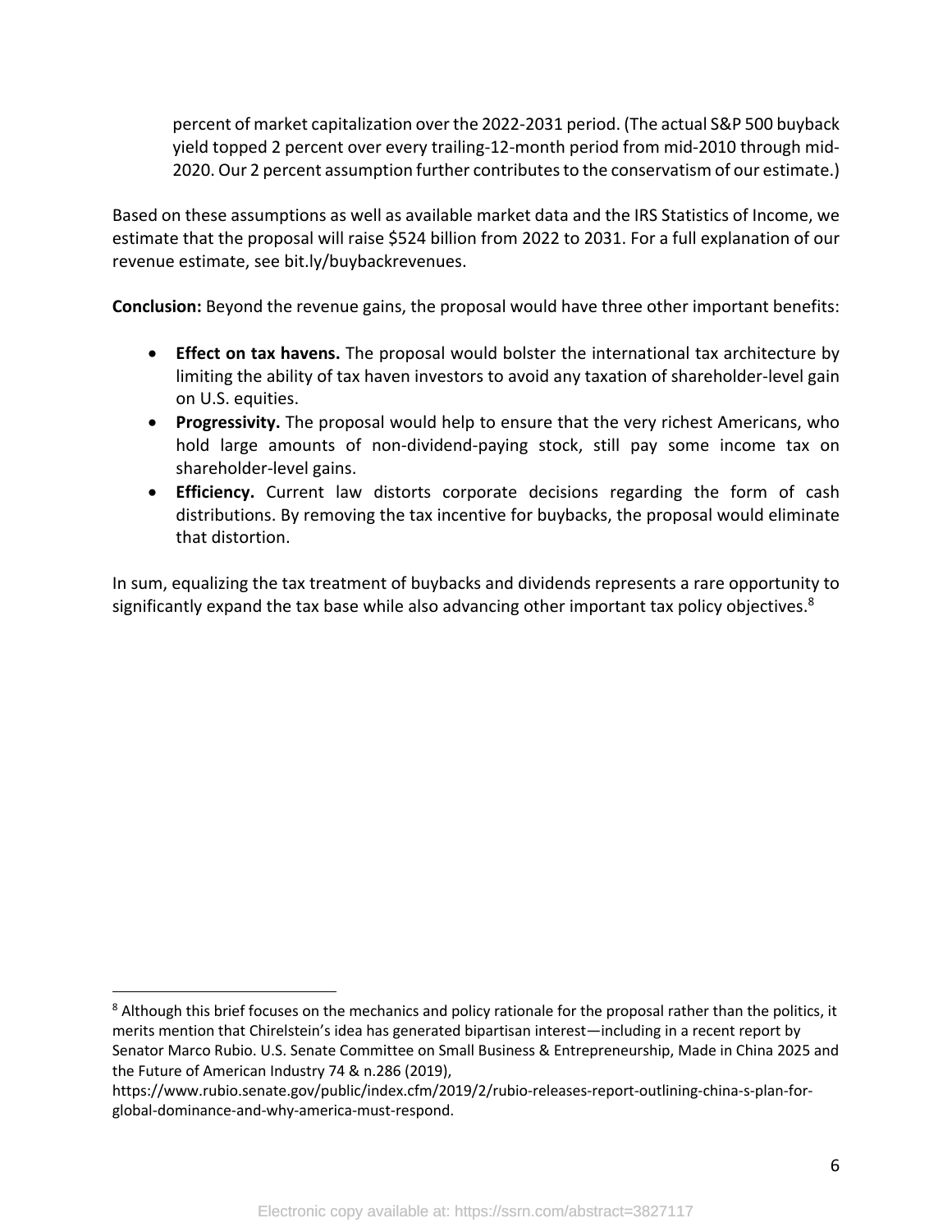percent of market capitalization over the 2022-2031 period. (The actual S&P 500 buyback yield topped 2 percent over every trailing-12-month period from mid-2010 through mid-2020. Our 2 percent assumption further contributes to the conservatism of our estimate.)

Based on these assumptions as well as available market data and the IRS Statistics of Income, we estimate that the proposal will raise $524 billion from 2022 to 2031. For a full explanation of our revenue estimate, see bit.ly/buybackrevenues.

**Conclusion:** Beyond the revenue gains, the proposal would have three other important benefits:

- **Effect on tax havens.** The proposal would bolster the international tax architecture by limiting the ability of tax haven investors to avoid any taxation of shareholder-level gain on U.S. equities.
- **Progressivity.** The proposal would help to ensure that the very richest Americans, who hold large amounts of non-dividend-paying stock, still pay some income tax on shareholder-level gains.
- **Efficiency.** Current law distorts corporate decisions regarding the form of cash distributions. By removing the tax incentive for buybacks, the proposal would eliminate that distortion.

In sum, equalizing the tax treatment of buybacks and dividends represents a rare opportunity to significantly expand the tax base while also advancing other important tax policy objectives.[8]

---

[8] Although this brief focuses on the mechanics and policy rationale for the proposal rather than the politics, it merits mention that Chirelstein's idea has generated bipartisan interest—including in a recent report by Senator Marco Rubio. U.S. Senate Committee on Small Business & Entrepreneurship, Made in China 2025 and the Future of American Industry 74 & n.286 (2019), https://www.rubio.senate.gov/public/index.cfm/2019/2/rubio-releases-report-outlining-china-s-plan-for-global-dominance-and-why-america-must-respond.